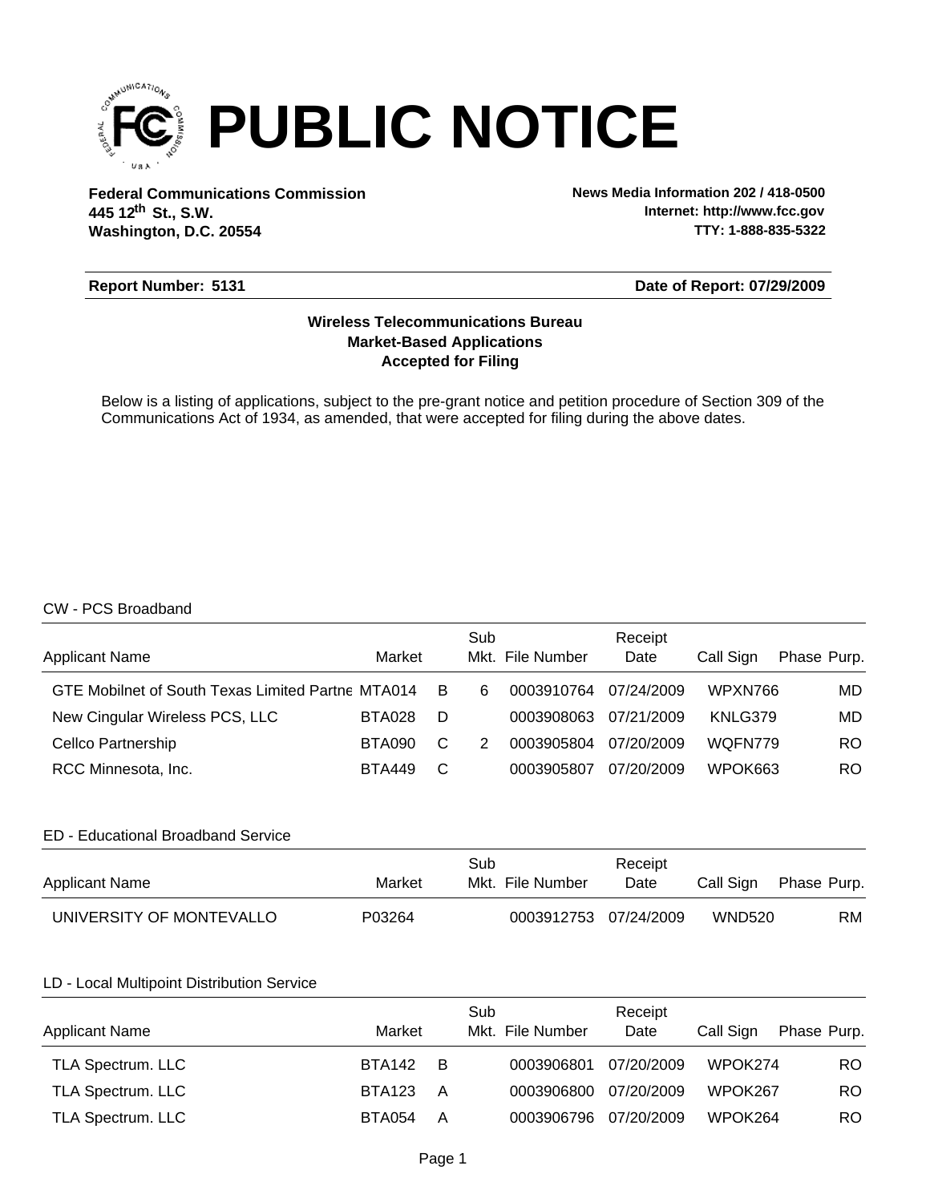# PUBLIC NOTICE

**Federal Communications Commission**
**445 12th St., S.W.**
**Washington, D.C. 20554**

**News Media Information 202 / 418-0500**
**Internet: http://www.fcc.gov**
**TTY: 1-888-835-5322**

**Report Number: 5131** **Date of Report: 07/29/2009**

**Wireless Telecommunications Bureau**
**Market-Based Applications**
**Accepted for Filing**

Below is a listing of applications, subject to the pre-grant notice and petition procedure of Section 309 of the Communications Act of 1934, as amended, that were accepted for filing during the above dates.

CW - PCS Broadband

| Applicant Name | Market | | Sub Mkt. | File Number | Receipt Date | Call Sign | Phase | Purp. |
|---|---|---|---|---|---|---|---|---|
| GTE Mobilnet of South Texas Limited Partne | MTA014 | B | 6 | 0003910764 | 07/24/2009 | WPXN766 | | MD |
| New Cingular Wireless PCS, LLC | BTA028 | D | | 0003908063 | 07/21/2009 | KNLG379 | | MD |
| Cellco Partnership | BTA090 | C | 2 | 0003905804 | 07/20/2009 | WQFN779 | | RO |
| RCC Minnesota, Inc. | BTA449 | C | | 0003905807 | 07/20/2009 | WPOK663 | | RO |

ED - Educational Broadband Service

| Applicant Name | Market | | Sub Mkt. | File Number | Receipt Date | Call Sign | Phase | Purp. |
|---|---|---|---|---|---|---|---|---|
| UNIVERSITY OF MONTEVALLO | P03264 | | | 0003912753 | 07/24/2009 | WND520 | | RM |

LD - Local Multipoint Distribution Service

| Applicant Name | Market | | Sub Mkt. | File Number | Receipt Date | Call Sign | Phase | Purp. |
|---|---|---|---|---|---|---|---|---|
| TLA Spectrum. LLC | BTA142 | B | | 0003906801 | 07/20/2009 | WPOK274 | | RO |
| TLA Spectrum. LLC | BTA123 | A | | 0003906800 | 07/20/2009 | WPOK267 | | RO |
| TLA Spectrum. LLC | BTA054 | A | | 0003906796 | 07/20/2009 | WPOK264 | | RO |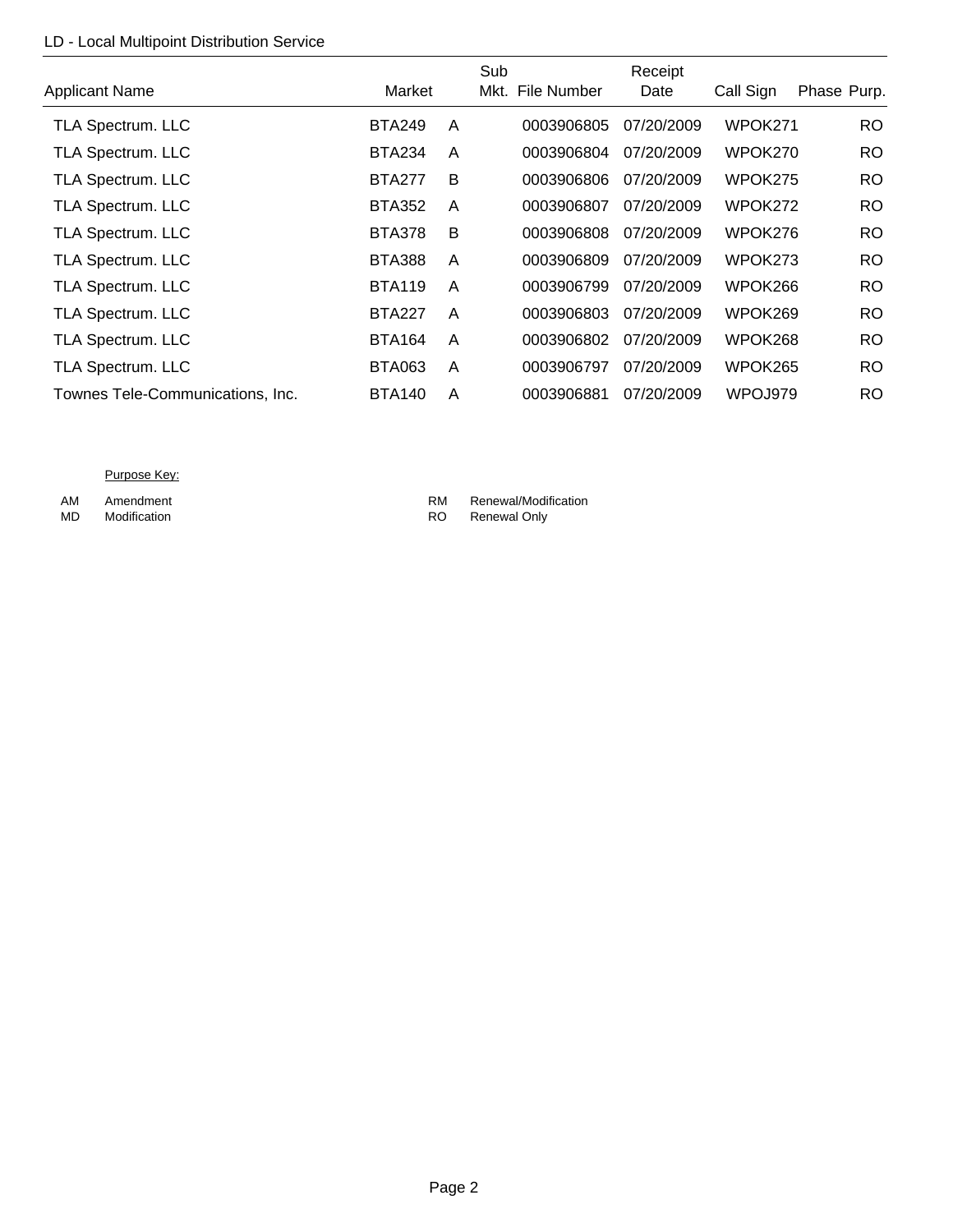LD - Local Multipoint Distribution Service

| Applicant Name | Market | Sub Mkt. | File Number | Receipt Date | Call Sign | Phase | Purp. |
|---|---|---|---|---|---|---|---|
| TLA Spectrum. LLC | BTA249 | A | 0003906805 | 07/20/2009 | WPOK271 | | RO |
| TLA Spectrum. LLC | BTA234 | A | 0003906804 | 07/20/2009 | WPOK270 | | RO |
| TLA Spectrum. LLC | BTA277 | B | 0003906806 | 07/20/2009 | WPOK275 | | RO |
| TLA Spectrum. LLC | BTA352 | A | 0003906807 | 07/20/2009 | WPOK272 | | RO |
| TLA Spectrum. LLC | BTA378 | B | 0003906808 | 07/20/2009 | WPOK276 | | RO |
| TLA Spectrum. LLC | BTA388 | A | 0003906809 | 07/20/2009 | WPOK273 | | RO |
| TLA Spectrum. LLC | BTA119 | A | 0003906799 | 07/20/2009 | WPOK266 | | RO |
| TLA Spectrum. LLC | BTA227 | A | 0003906803 | 07/20/2009 | WPOK269 | | RO |
| TLA Spectrum. LLC | BTA164 | A | 0003906802 | 07/20/2009 | WPOK268 | | RO |
| TLA Spectrum. LLC | BTA063 | A | 0003906797 | 07/20/2009 | WPOK265 | | RO |
| Townes Tele-Communications, Inc. | BTA140 | A | 0003906881 | 07/20/2009 | WPOJ979 | | RO |

Purpose Key:

| | | | |
|---|---|---|---|
| AM | Amendment | RM | Renewal/Modification |
| MD | Modification | RO | Renewal Only |